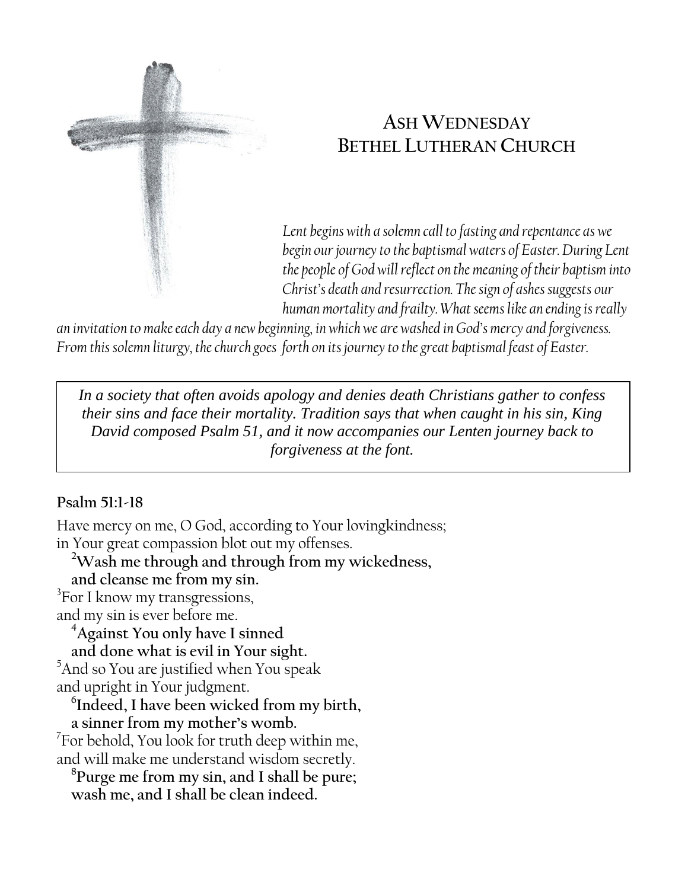# Ash Wednesday
# Bethel Lutheran Church

*Lent begins with a solemn call to fasting and repentance as we begin our journey to the baptismal waters of Easter. During Lent the people of God will reflect on the meaning of their baptism into Christ's death and resurrection. The sign of ashes suggests our human mortality and frailty. What seems like an ending is really an invitation to make each day a new beginning, in which we are washed in God's mercy and forgiveness. From this solemn liturgy, the church goes forth on its journey to the great baptismal feast of Easter.*

*In a society that often avoids apology and denies death Christians gather to confess their sins and face their mortality. Tradition says that when caught in his sin, King David composed Psalm 51, and it now accompanies our Lenten journey back to forgiveness at the font.*

**Psalm 51:1-18**

Have mercy on me, O God, according to Your lovingkindness;
in Your great compassion blot out my offenses.

**2 Wash me through and through from my wickedness,**
**and cleanse me from my sin.**

3 For I know my transgressions,
and my sin is ever before me.

**4 Against You only have I sinned**
**and done what is evil in Your sight.**

5 And so You are justified when You speak
and upright in Your judgment.

**6 Indeed, I have been wicked from my birth,**
**a sinner from my mother's womb.**

7 For behold, You look for truth deep within me,
and will make me understand wisdom secretly.

**8 Purge me from my sin, and I shall be pure;**
**wash me, and I shall be clean indeed.**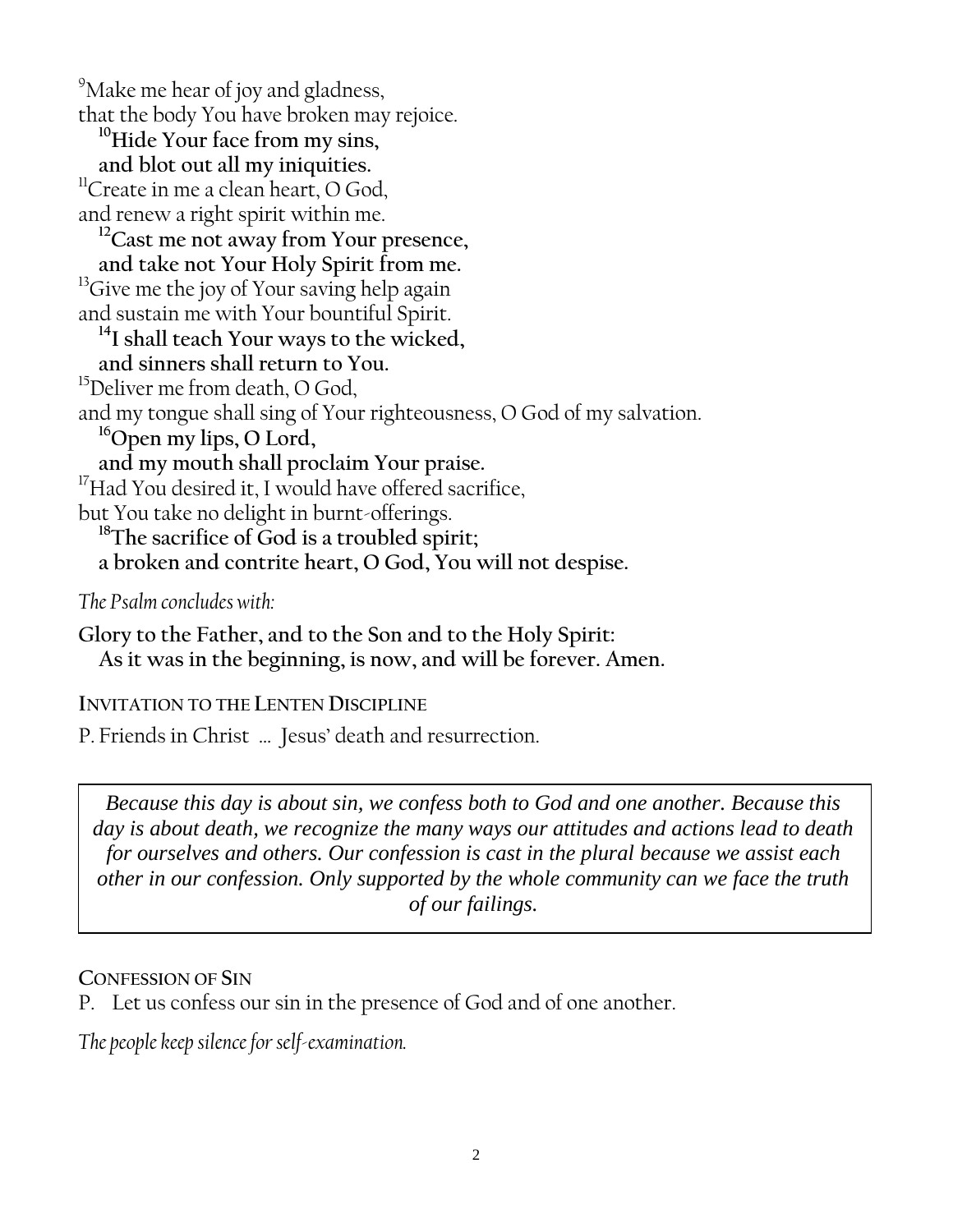[9]Make me hear of joy and gladness,
that the body You have broken may rejoice.

**[10]Hide Your face from my sins,**
**and blot out all my iniquities.**

[11]Create in me a clean heart, O God,
and renew a right spirit within me.

**[12]Cast me not away from Your presence,**
**and take not Your Holy Spirit from me.**

[13]Give me the joy of Your saving help again
and sustain me with Your bountiful Spirit.

**[14]I shall teach Your ways to the wicked,**
**and sinners shall return to You.**

[15]Deliver me from death, O God,
and my tongue shall sing of Your righteousness, O God of my salvation.

**[16]Open my lips, O Lord,**
**and my mouth shall proclaim Your praise.**

[17]Had You desired it, I would have offered sacrifice,
but You take no delight in burnt-offerings.

**[18]The sacrifice of God is a troubled spirit;**
**a broken and contrite heart, O God, You will not despise.**

*The Psalm concludes with:*

**Glory to the Father, and to the Son and to the Holy Spirit:**
**As it was in the beginning, is now, and will be forever. Amen.**

INVITATION TO THE LENTEN DISCIPLINE

P. Friends in Christ ... Jesus' death and resurrection.

*Because this day is about sin, we confess both to God and one another. Because this day is about death, we recognize the many ways our attitudes and actions lead to death for ourselves and others. Our confession is cast in the plural because we assist each other in our confession. Only supported by the whole community can we face the truth of our failings.*

CONFESSION OF SIN

P. Let us confess our sin in the presence of God and of one another.

*The people keep silence for self-examination.*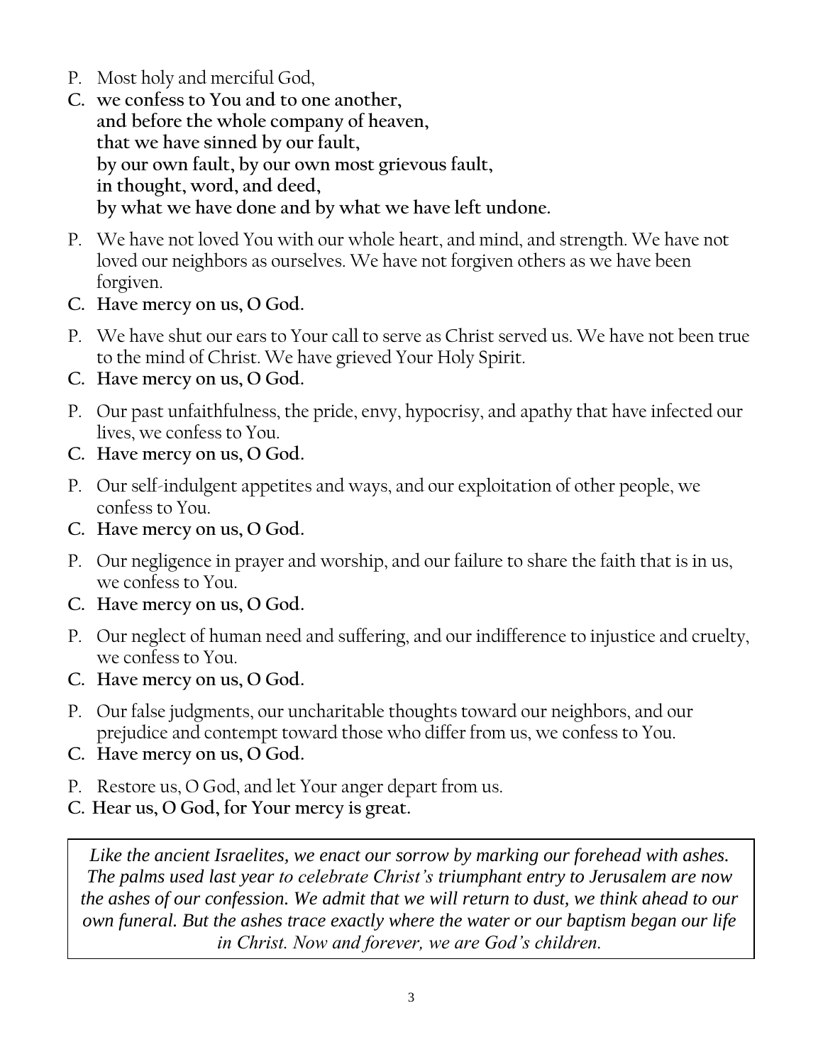P. Most holy and merciful God,

**C. we confess to You and to one another,**
**and before the whole company of heaven,**
**that we have sinned by our fault,**
**by our own fault, by our own most grievous fault,**
**in thought, word, and deed,**
**by what we have done and by what we have left undone.**

P. We have not loved You with our whole heart, and mind, and strength. We have not loved our neighbors as ourselves. We have not forgiven others as we have been forgiven.

**C. Have mercy on us, O God.**

P. We have shut our ears to Your call to serve as Christ served us. We have not been true to the mind of Christ. We have grieved Your Holy Spirit.

**C. Have mercy on us, O God.**

P. Our past unfaithfulness, the pride, envy, hypocrisy, and apathy that have infected our lives, we confess to You.

**C. Have mercy on us, O God.**

P. Our self-indulgent appetites and ways, and our exploitation of other people, we confess to You.

**C. Have mercy on us, O God.**

P. Our negligence in prayer and worship, and our failure to share the faith that is in us, we confess to You.

**C. Have mercy on us, O God.**

P. Our neglect of human need and suffering, and our indifference to injustice and cruelty, we confess to You.

**C. Have mercy on us, O God.**

P. Our false judgments, our uncharitable thoughts toward our neighbors, and our prejudice and contempt toward those who differ from us, we confess to You.

**C. Have mercy on us, O God.**

P. Restore us, O God, and let Your anger depart from us.

**C. Hear us, O God, for Your mercy is great.**

*Like the ancient Israelites, we enact our sorrow by marking our forehead with ashes. The palms used last year to celebrate Christ's triumphant entry to Jerusalem are now the ashes of our confession. We admit that we will return to dust, we think ahead to our own funeral. But the ashes trace exactly where the water or our baptism began our life in Christ. Now and forever, we are God's children.*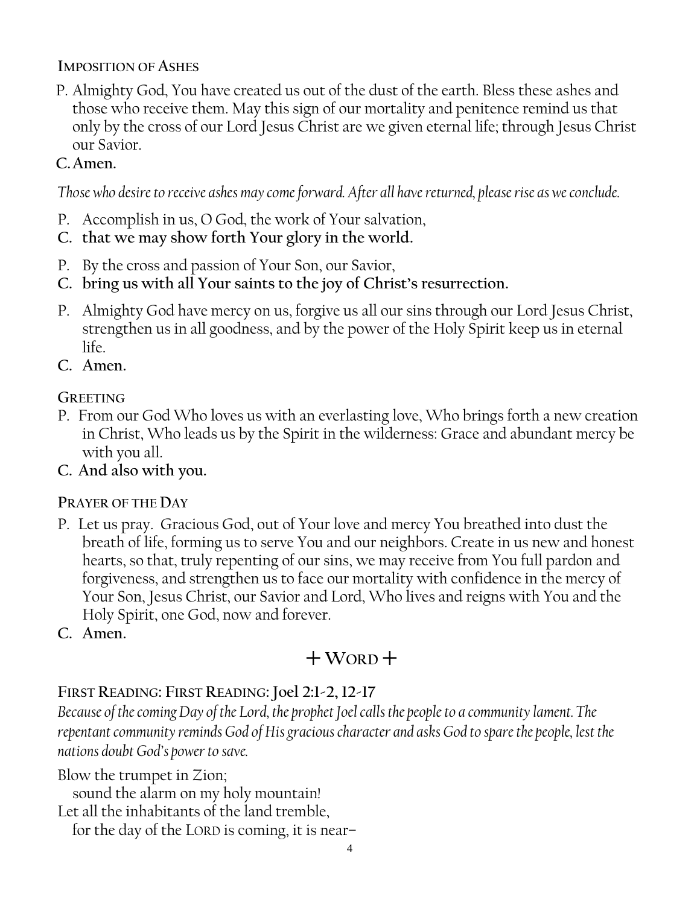### Imposition of Ashes

P. Almighty God, You have created us out of the dust of the earth. Bless these ashes and those who receive them. May this sign of our mortality and penitence remind us that only by the cross of our Lord Jesus Christ are we given eternal life; through Jesus Christ our Savior.

**C. Amen.**

*Those who desire to receive ashes may come forward. After all have returned, please rise as we conclude.*

P. Accomplish in us, O God, the work of Your salvation,

**C. that we may show forth Your glory in the world.**

P. By the cross and passion of Your Son, our Savior,

**C. bring us with all Your saints to the joy of Christ's resurrection.**

P. Almighty God have mercy on us, forgive us all our sins through our Lord Jesus Christ, strengthen us in all goodness, and by the power of the Holy Spirit keep us in eternal life.

**C. Amen.**

### Greeting

P. From our God Who loves us with an everlasting love, Who brings forth a new creation in Christ, Who leads us by the Spirit in the wilderness: Grace and abundant mercy be with you all.

**C. And also with you.**

### Prayer of the Day

P. Let us pray. Gracious God, out of Your love and mercy You breathed into dust the breath of life, forming us to serve You and our neighbors. Create in us new and honest hearts, so that, truly repenting of our sins, we may receive from You full pardon and forgiveness, and strengthen us to face our mortality with confidence in the mercy of Your Son, Jesus Christ, our Savior and Lord, Who lives and reigns with You and the Holy Spirit, one God, now and forever.

**C. Amen.**

## + Word +

### First Reading: First Reading: Joel 2:1-2, 12-17

*Because of the coming Day of the Lord, the prophet Joel calls the people to a community lament. The repentant community reminds God of His gracious character and asks God to spare the people, lest the nations doubt God's power to save.*

Blow the trumpet in Zion;
 sound the alarm on my holy mountain!
Let all the inhabitants of the land tremble,
 for the day of the LORD is coming, it is near–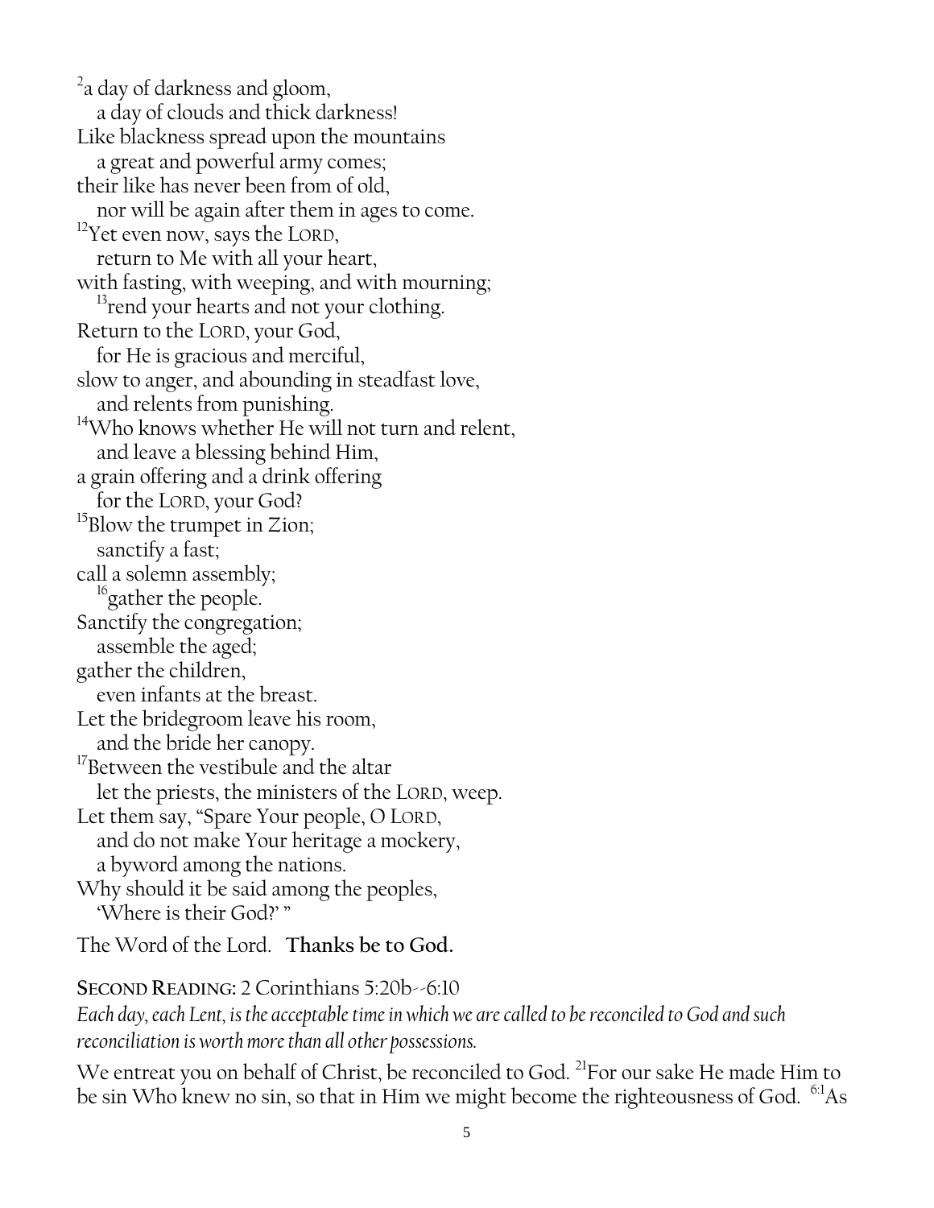[2]a day of darkness and gloom,
   a day of clouds and thick darkness!
Like blackness spread upon the mountains
   a great and powerful army comes;
their like has never been from of old,
   nor will be again after them in ages to come.
[12]Yet even now, says the LORD,
   return to Me with all your heart,
with fasting, with weeping, and with mourning;
   [13]rend your hearts and not your clothing.
Return to the LORD, your God,
   for He is gracious and merciful,
slow to anger, and abounding in steadfast love,
   and relents from punishing.
[14]Who knows whether He will not turn and relent,
   and leave a blessing behind Him,
a grain offering and a drink offering
   for the LORD, your God?
[15]Blow the trumpet in Zion;
   sanctify a fast;
call a solemn assembly;
   [16]gather the people.
Sanctify the congregation;
   assemble the aged;
gather the children,
   even infants at the breast.
Let the bridegroom leave his room,
   and the bride her canopy.
[17]Between the vestibule and the altar
   let the priests, the ministers of the LORD, weep.
Let them say, "Spare Your people, O LORD,
   and do not make Your heritage a mockery,
   a byword among the nations.
Why should it be said among the peoples,
   'Where is their God?' "

The Word of the Lord. **Thanks be to God.**

**SECOND READING:** 2 Corinthians 5:20b--6:10

*Each day, each Lent, is the acceptable time in which we are called to be reconciled to God and such reconciliation is worth more than all other possessions.*

We entreat you on behalf of Christ, be reconciled to God. [21]For our sake He made Him to be sin Who knew no sin, so that in Him we might become the righteousness of God. [6:1]As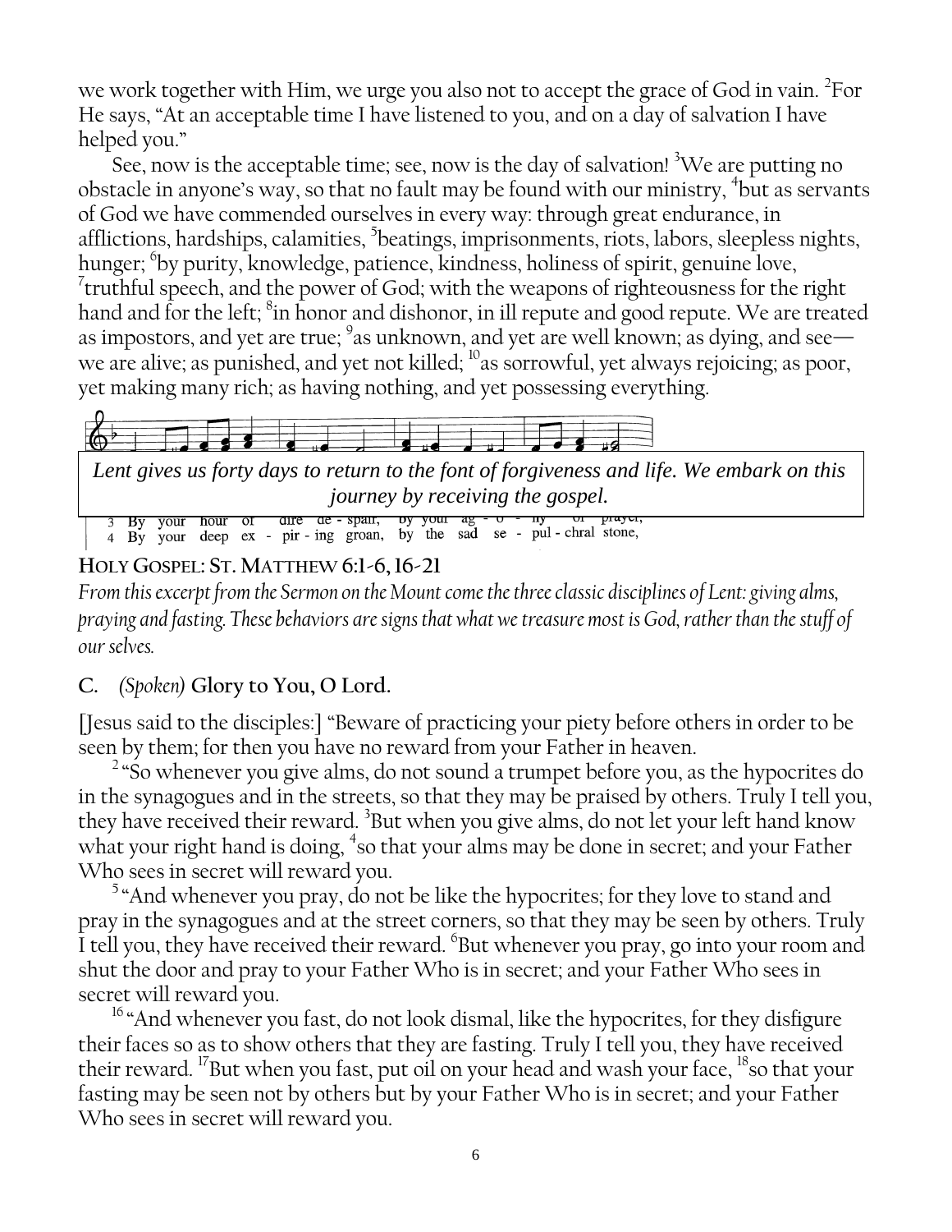we work together with Him, we urge you also not to accept the grace of God in vain. [2]For He says, "At an acceptable time I have listened to you, and on a day of salvation I have helped you."

See, now is the acceptable time; see, now is the day of salvation! [3]We are putting no obstacle in anyone's way, so that no fault may be found with our ministry, [4]but as servants of God we have commended ourselves in every way: through great endurance, in afflictions, hardships, calamities, [5]beatings, imprisonments, riots, labors, sleepless nights, hunger; [6]by purity, knowledge, patience, kindness, holiness of spirit, genuine love, [7]truthful speech, and the power of God; with the weapons of righteousness for the right hand and for the left; [8]in honor and dishonor, in ill repute and good repute. We are treated as impostors, and yet are true; [9]as unknown, and yet are well known; as dying, and see—we are alive; as punished, and yet not killed; [10]as sorrowful, yet always rejoicing; as poor, yet making many rich; as having nothing, and yet possessing everything.

*Lent gives us forty days to return to the font of forgiveness and life. We embark on this journey by receiving the gospel.*

3 By your hour of dire de - spair, by your ag - o - ny of prayer,
4 By your deep ex - pir - ing groan, by the sad se - pul - chral stone,

## HOLY GOSPEL: ST. MATTHEW 6:1-6, 16-21

*From this excerpt from the Sermon on the Mount come the three classic disciplines of Lent: giving alms, praying and fasting. These behaviors are signs that what we treasure most is God, rather than the stuff of our selves.*

**C.** *(Spoken)* **Glory to You, O Lord.**

[Jesus said to the disciples:] "Beware of practicing your piety before others in order to be seen by them; for then you have no reward from your Father in heaven.

[2] "So whenever you give alms, do not sound a trumpet before you, as the hypocrites do in the synagogues and in the streets, so that they may be praised by others. Truly I tell you, they have received their reward. [3]But when you give alms, do not let your left hand know what your right hand is doing, [4]so that your alms may be done in secret; and your Father Who sees in secret will reward you.

[5] "And whenever you pray, do not be like the hypocrites; for they love to stand and pray in the synagogues and at the street corners, so that they may be seen by others. Truly I tell you, they have received their reward. [6]But whenever you pray, go into your room and shut the door and pray to your Father Who is in secret; and your Father Who sees in secret will reward you.

[16] "And whenever you fast, do not look dismal, like the hypocrites, for they disfigure their faces so as to show others that they are fasting. Truly I tell you, they have received their reward. [17]But when you fast, put oil on your head and wash your face, [18]so that your fasting may be seen not by others but by your Father Who is in secret; and your Father Who sees in secret will reward you.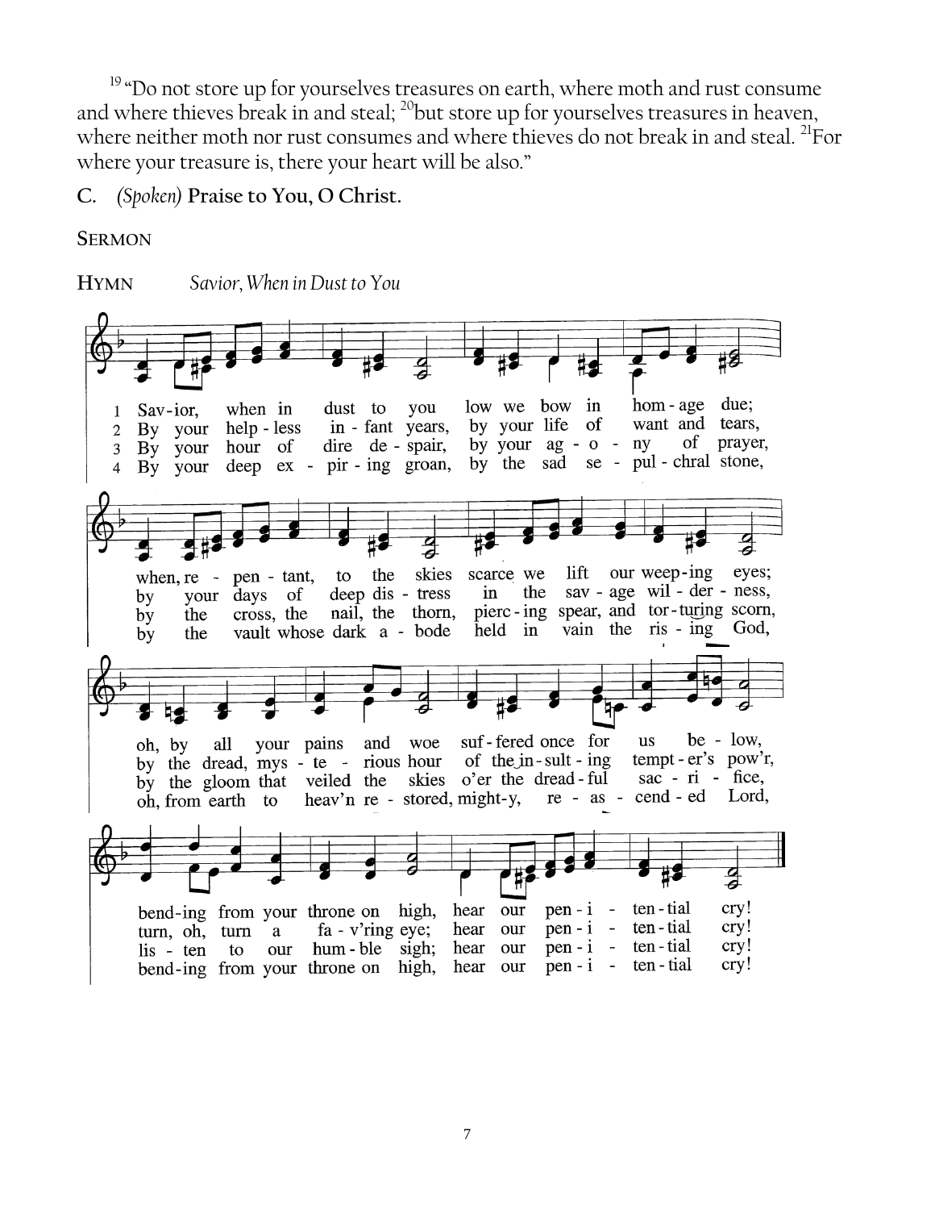[19] "Do not store up for yourselves treasures on earth, where moth and rust consume and where thieves break in and steal; [20] but store up for yourselves treasures in heaven, where neither moth nor rust consumes and where thieves do not break in and steal. [21] For where your treasure is, there your heart will be also."

**C.** *(Spoken)* **Praise to You, O Christ.**

**SERMON**

**HYMN** *Savior, When in Dust to You*

1 Sav-ior, when in dust to you low we bow in hom-age due;
when, re - pen - tant, to the skies scarce we lift our weep-ing eyes;
oh, by all your pains and woe suf-fered once for us be - low,
bend-ing from your throne on high, hear our pen - i - ten - tial cry!

2 By your help - less in - fant years, by your life of want and tears,
by your days of deep dis - tress in the sav - age wil - der - ness,
by the dread, mys - te - rious hour of the in - sult - ing tempt - er's pow'r,
turn, oh, turn a fa - v'ring eye; hear our pen - i - ten - tial cry!

3 By your hour of dire de - spair, by your ag - o - ny of prayer,
by the cross, the nail, the thorn, pierc - ing spear, and tor-turing scorn,
by the gloom that veiled the skies o'er the dread - ful sac - ri - fice,
lis - ten to our hum - ble sigh; hear our pen - i - ten - tial cry!

4 By your deep ex - pir - ing groan, by the sad se - pul - chral stone,
by the vault whose dark a - bode held in vain the ris - ing God,
oh, from earth to heav'n re - stored, might-y, re - as - cend - ed Lord,
bend-ing from your throne on high, hear our pen - i - ten - tial cry!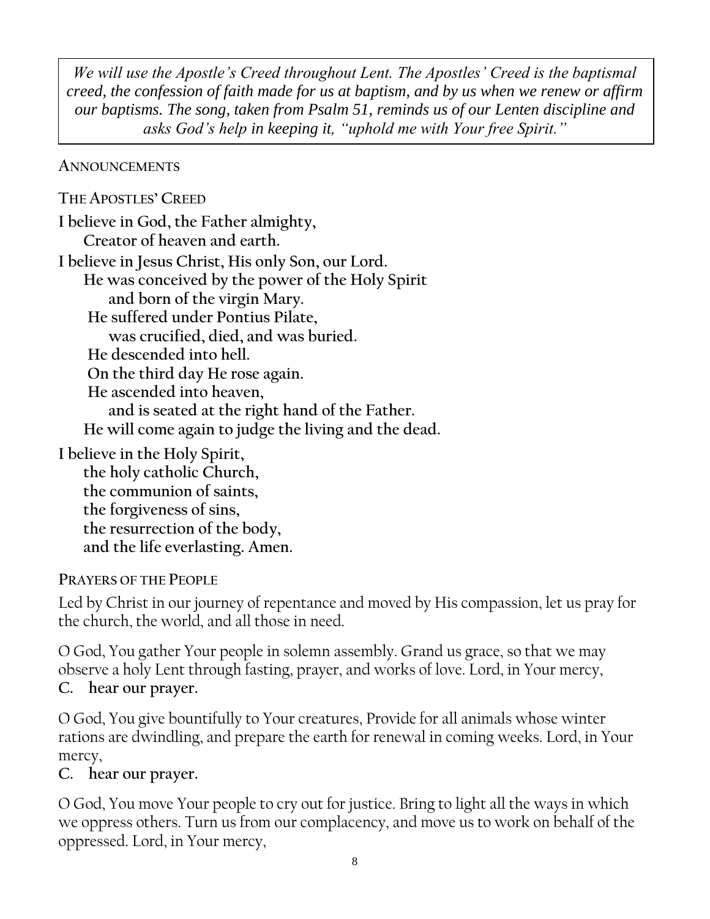*We will use the Apostle's Creed throughout Lent. The Apostles' Creed is the baptismal creed, the confession of faith made for us at baptism, and by us when we renew or affirm our baptisms. The song, taken from Psalm 51, reminds us of our Lenten discipline and asks God's help in keeping it, "uphold me with Your free Spirit."*

### ANNOUNCEMENTS

### THE APOSTLES' CREED

**I believe in God, the Father almighty,**
**Creator of heaven and earth.**
**I believe in Jesus Christ, His only Son, our Lord.**
**He was conceived by the power of the Holy Spirit**
**and born of the virgin Mary.**
**He suffered under Pontius Pilate,**
**was crucified, died, and was buried.**
**He descended into hell.**
**On the third day He rose again.**
**He ascended into heaven,**
**and is seated at the right hand of the Father.**
**He will come again to judge the living and the dead.**

**I believe in the Holy Spirit,**
**the holy catholic Church,**
**the communion of saints,**
**the forgiveness of sins,**
**the resurrection of the body,**
**and the life everlasting. Amen.**

### PRAYERS OF THE PEOPLE

Led by Christ in our journey of repentance and moved by His compassion, let us pray for the church, the world, and all those in need.

O God, You gather Your people in solemn assembly. Grand us grace, so that we may observe a holy Lent through fasting, prayer, and works of love. Lord, in Your mercy,
**C. hear our prayer.**

O God, You give bountifully to Your creatures, Provide for all animals whose winter rations are dwindling, and prepare the earth for renewal in coming weeks. Lord, in Your mercy,
**C. hear our prayer.**

O God, You move Your people to cry out for justice. Bring to light all the ways in which we oppress others. Turn us from our complacency, and move us to work on behalf of the oppressed. Lord, in Your mercy,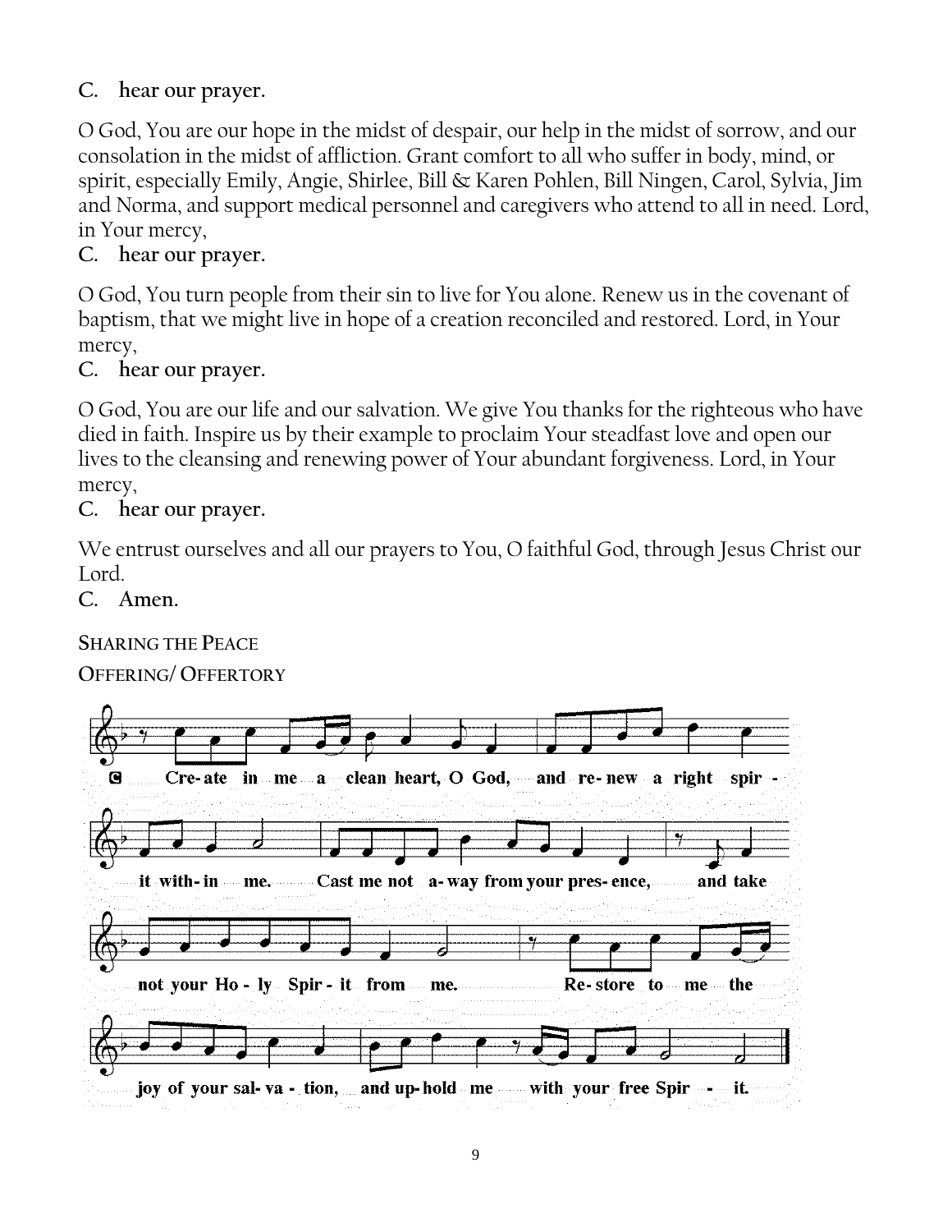**C. hear our prayer.**

O God, You are our hope in the midst of despair, our help in the midst of sorrow, and our consolation in the midst of affliction. Grant comfort to all who suffer in body, mind, or spirit, especially Emily, Angie, Shirlee, Bill & Karen Pohlen, Bill Ningen, Carol, Sylvia, Jim and Norma, and support medical personnel and caregivers who attend to all in need. Lord, in Your mercy,

**C. hear our prayer.**

O God, You turn people from their sin to live for You alone. Renew us in the covenant of baptism, that we might live in hope of a creation reconciled and restored. Lord, in Your mercy,

**C. hear our prayer.**

O God, You are our life and our salvation. We give You thanks for the righteous who have died in faith. Inspire us by their example to proclaim Your steadfast love and open our lives to the cleansing and renewing power of Your abundant forgiveness. Lord, in Your mercy,

**C. hear our prayer.**

We entrust ourselves and all our prayers to You, O faithful God, through Jesus Christ our Lord.

**C. Amen.**

SHARING THE PEACE

OFFERING/ OFFERTORY

**C** Create in me a clean heart, O God, and renew a right spirit within me. Cast me not away from your presence, and take not your Holy Spirit from me. Restore to me the joy of your salvation, and uphold me with your free Spirit.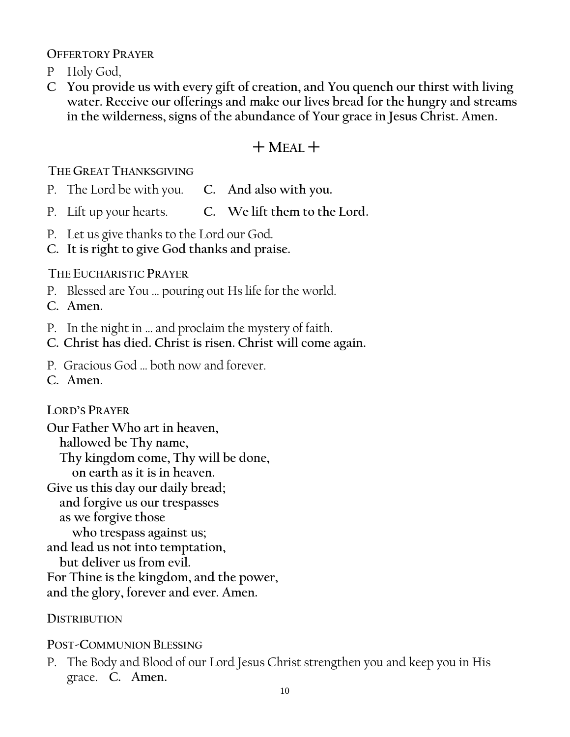**OFFERTORY PRAYER**

P Holy God,

**C You provide us with every gift of creation, and You quench our thirst with living water. Receive our offerings and make our lives bread for the hungry and streams in the wilderness, signs of the abundance of Your grace in Jesus Christ. Amen.**

## + MEAL +

**THE GREAT THANKSGIVING**

P. The Lord be with you. **C. And also with you.**

P. Lift up your hearts. **C. We lift them to the Lord.**

P. Let us give thanks to the Lord our God.
**C. It is right to give God thanks and praise.**

**THE EUCHARISTIC PRAYER**

P. Blessed are You … pouring out Hs life for the world.
**C. Amen.**

P. In the night in … and proclaim the mystery of faith.
**C. Christ has died. Christ is risen. Christ will come again.**

P. Gracious God … both now and forever.
**C. Amen.**

**LORD'S PRAYER**

**Our Father Who art in heaven,**
**hallowed be Thy name,**
**Thy kingdom come, Thy will be done,**
**on earth as it is in heaven.**
**Give us this day our daily bread;**
**and forgive us our trespasses**
**as we forgive those**
**who trespass against us;**
**and lead us not into temptation,**
**but deliver us from evil.**
**For Thine is the kingdom, and the power,**
**and the glory, forever and ever. Amen.**

**DISTRIBUTION**

**POST-COMMUNION BLESSING**

P. The Body and Blood of our Lord Jesus Christ strengthen you and keep you in His grace. **C. Amen.**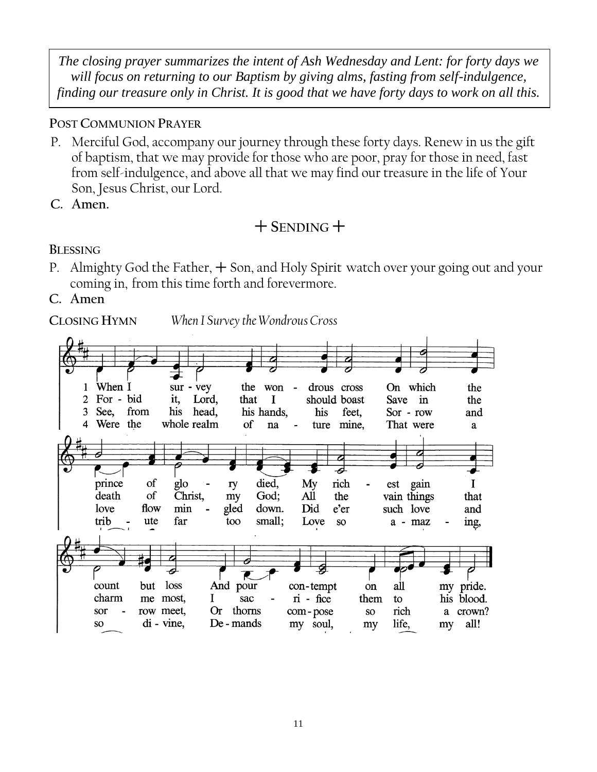*The closing prayer summarizes the intent of Ash Wednesday and Lent: for forty days we will focus on returning to our Baptism by giving alms, fasting from self-indulgence, finding our treasure only in Christ. It is good that we have forty days to work on all this.*

**POST COMMUNION PRAYER**

P. Merciful God, accompany our journey through these forty days. Renew in us the gift of baptism, that we may provide for those who are poor, pray for those in need, fast from self-indulgence, and above all that we may find our treasure in the life of Your Son, Jesus Christ, our Lord.

C. **Amen.**

## + SENDING +

**BLESSING**

P. Almighty God the Father, + Son, and Holy Spirit watch over your going out and your coming in, from this time forth and forevermore.

C. **Amen**

**CLOSING HYMN** *When I Survey the Wondrous Cross*

1 When I survey the wondrous cross On which the prince of glory died, My richest gain I count but loss And pour contempt on all my pride.

2 Forbid it, Lord, that I should boast Save in the death of Christ, my God; All the vain things that charm me most, I sacrifice them to his blood.

3 See, from his head, his hands, his feet, Sorrow and love flow mingled down. Did e'er such love and sorrow meet, Or thorns compose so rich a crown?

4 Were the whole realm of nature mine, That were a tribute far too small; Love so amazing, so divine, Demands my soul, my life, my all!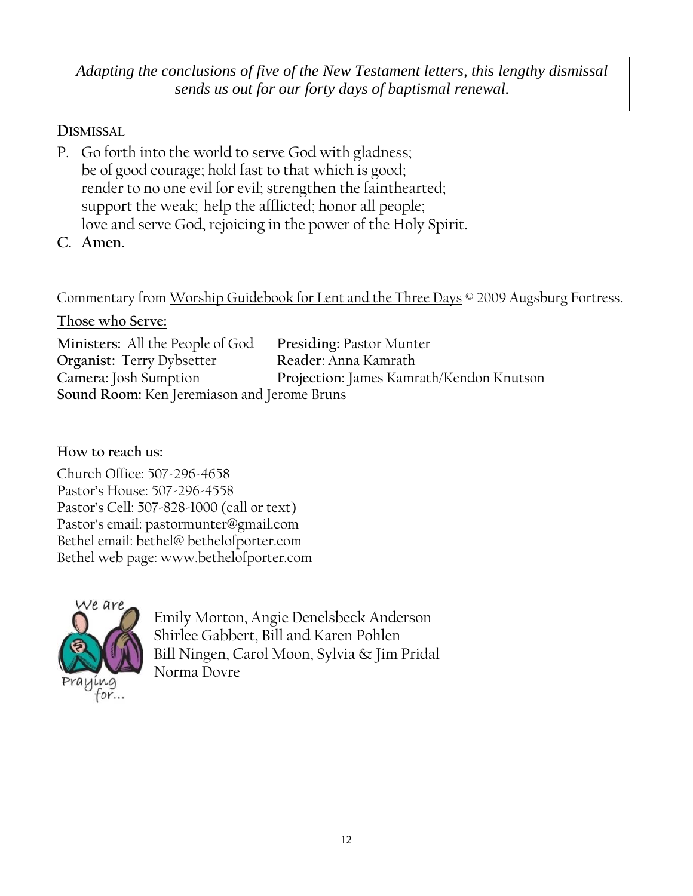*Adapting the conclusions of five of the New Testament letters, this lengthy dismissal sends us out for our forty days of baptismal renewal.*

**DISMISSAL**

P. Go forth into the world to serve God with gladness;
be of good courage; hold fast to that which is good;
render to no one evil for evil; strengthen the fainthearted;
support the weak; help the afflicted; honor all people;
love and serve God, rejoicing in the power of the Holy Spirit.

C. **Amen.**

Commentary from Worship Guidebook for Lent and the Three Days © 2009 Augsburg Fortress.

**Those who Serve:**

**Ministers:** All the People of God
**Presiding:** Pastor Munter
**Organist:** Terry Dybsetter
**Reader**: Anna Kamrath
**Camera:** Josh Sumption
**Projection:** James Kamrath/Kendon Knutson
**Sound Room:** Ken Jeremiason and Jerome Bruns

**How to reach us:**

Church Office: 507-296-4658
Pastor's House: 507-296-4558
Pastor's Cell: 507-828-1000 (call or text)
Pastor's email: pastormunter@gmail.com
Bethel email: bethel@ bethelofporter.com
Bethel web page: www.bethelofporter.com

We are Praying for...

Emily Morton, Angie Denelsbeck Anderson
Shirlee Gabbert, Bill and Karen Pohlen
Bill Ningen, Carol Moon, Sylvia & Jim Pridal
Norma Dovre